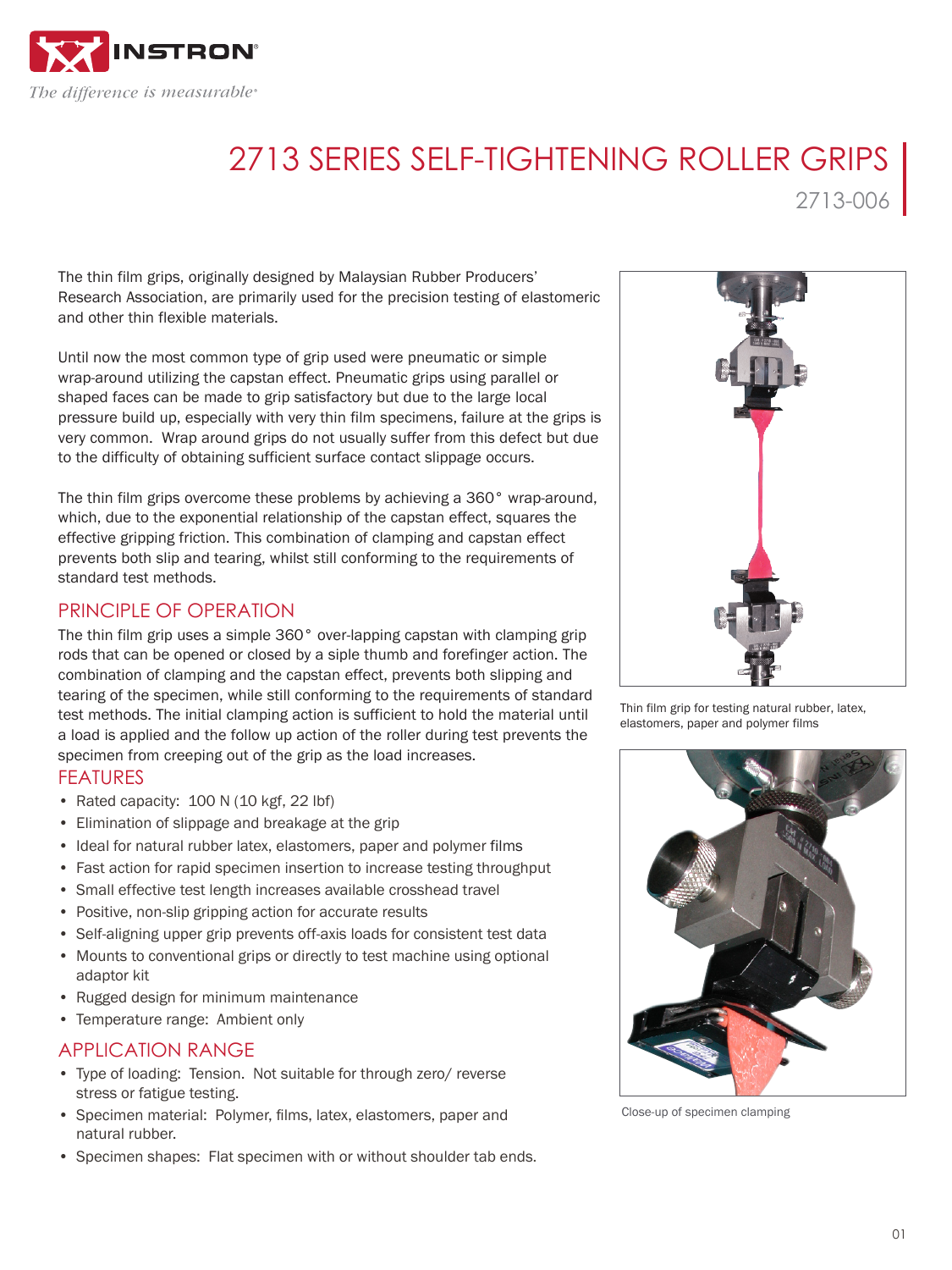# 2713 SERIES SELF-TIGHTENING ROLLER GRIPS

2713-006

The thin film grips, originally designed by Malaysian Rubber Producers' Research Association, are primarily used for the precision testing of elastomeric and other thin flexible materials.

Until now the most common type of grip used were pneumatic or simple wrap-around utilizing the capstan effect. Pneumatic grips using parallel or shaped faces can be made to grip satisfactory but due to the large local pressure build up, especially with very thin film specimens, failure at the grips is very common. Wrap around grips do not usually suffer from this defect but due to the difficulty of obtaining sufficient surface contact slippage occurs.

The thin film grips overcome these problems by achieving a 360° wrap-around, which, due to the exponential relationship of the capstan effect, squares the effective gripping friction. This combination of clamping and capstan effect prevents both slip and tearing, whilst still conforming to the requirements of standard test methods.

## PRINCIPLE OF OPERATION

The thin film grip uses a simple 360° over-lapping capstan with clamping grip rods that can be opened or closed by a siple thumb and forefinger action. The combination of clamping and the capstan effect, prevents both slipping and tearing of the specimen, while still conforming to the requirements of standard test methods. The initial clamping action is sufficient to hold the material until a load is applied and the follow up action of the roller during test prevents the specimen from creeping out of the grip as the load increases.

## FEATURES

- Rated capacity: 100 N (10 kgf, 22 lbf)
- Elimination of slippage and breakage at the grip
- Ideal for natural rubber latex, elastomers, paper and polymer films
- Fast action for rapid specimen insertion to increase testing throughput
- Small effective test length increases available crosshead travel
- Positive, non-slip gripping action for accurate results
- Self-aligning upper grip prevents off-axis loads for consistent test data
- Mounts to conventional grips or directly to test machine using optional adaptor kit
- Rugged design for minimum maintenance
- Temperature range: Ambient only

## APPLICATION RANGE

- Type of loading: Tension. Not suitable for through zero/ reverse stress or fatigue testing.
- Specimen material: Polymer, films, latex, elastomers, paper and natural rubber.
- Specimen shapes: Flat specimen with or without shoulder tab ends.

Thin film grip for testing natural rubber, latex, elastomers, paper and polymer films

Close-up of specimen clamping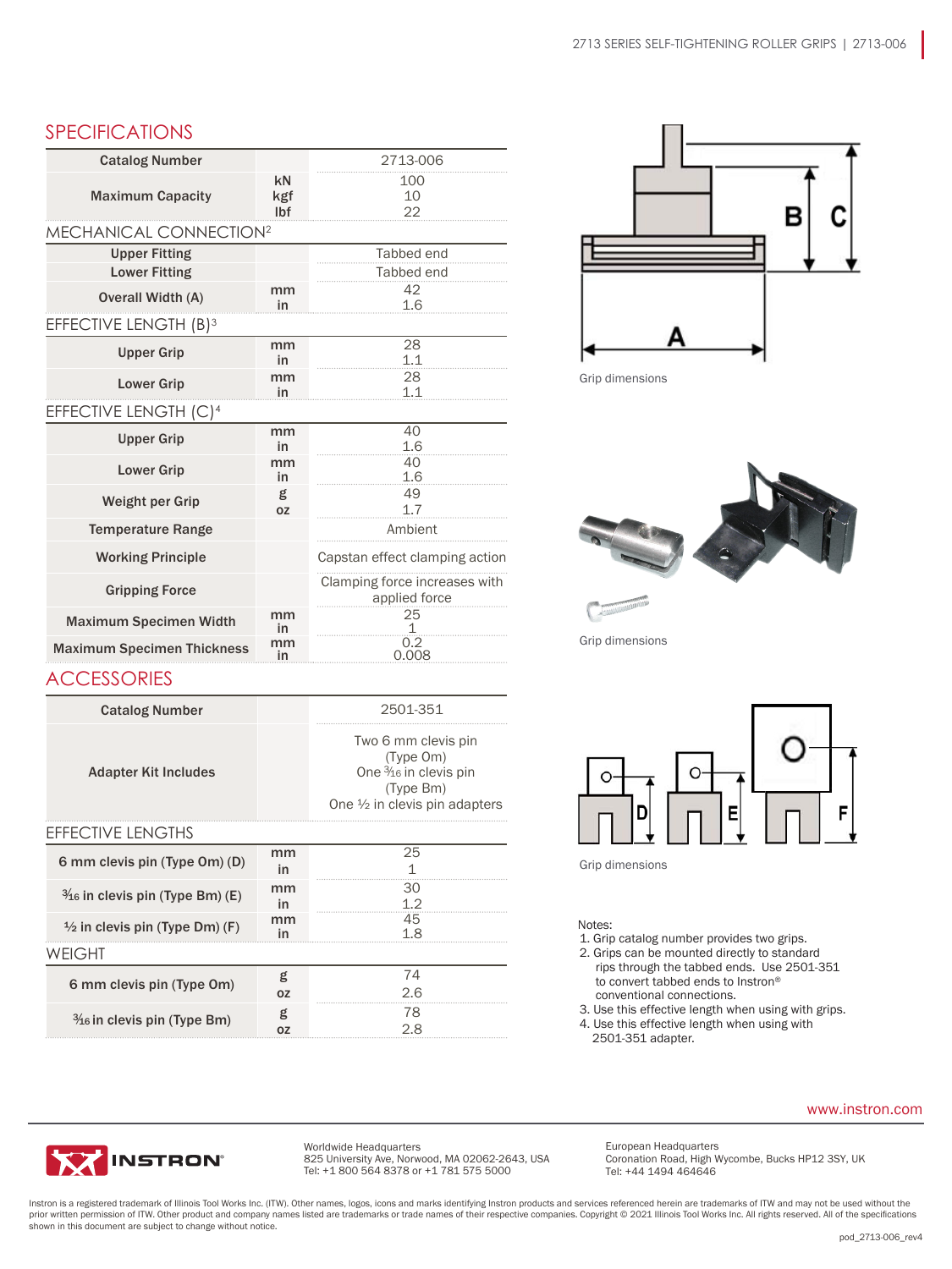## SPECIFICATIONS

| | | |
|---|---|---|
| **Catalog Number** | | 2713-006 |
| **Maximum Capacity** | kN<br>kgf<br>lbf | 100<br>10<br>22 |
| MECHANICAL CONNECTION[2] | | |
| **Upper Fitting** | | Tabbed end |
| **Lower Fitting** | | Tabbed end |
| **Overall Width (A)** | mm<br>in | 42<br>1.6 |
| EFFECTIVE LENGTH (B)[3] | | |
| **Upper Grip** | mm<br>in | 28<br>1.1 |
| **Lower Grip** | mm<br>in | 28<br>1.1 |
| EFFECTIVE LENGTH (C)[4] | | |
| **Upper Grip** | mm<br>in | 40<br>1.6 |
| **Lower Grip** | mm<br>in | 40<br>1.6 |
| **Weight per Grip** | g<br>oz | 49<br>1.7 |
| **Temperature Range** | | Ambient |
| **Working Principle** | | Capstan effect clamping action |
| **Gripping Force** | | Clamping force increases with applied force |
| **Maximum Specimen Width** | mm<br>in | 25<br>1 |
| **Maximum Specimen Thickness** | mm<br>in | 0.2<br>0.008 |

## ACCESSORIES

| | | |
|---|---|---|
| **Catalog Number** | | 2501-351 |
| **Adapter Kit Includes** | | Two 6 mm clevis pin (Type Om)<br>One 3⁄16 in clevis pin (Type Bm)<br>One ½ in clevis pin adapters |
| EFFECTIVE LENGTHS | | |
| **6 mm clevis pin (Type Om) (D)** | mm<br>in | 25<br>1 |
| **3⁄16 in clevis pin (Type Bm) (E)** | mm<br>in | 30<br>1.2 |
| **½ in clevis pin (Type Dm) (F)** | mm<br>in | 45<br>1.8 |
| WEIGHT | | |
| **6 mm clevis pin (Type Om)** | g<br>oz | 74<br>2.6 |
| **3⁄16 in clevis pin (Type Bm)** | g<br>oz | 78<br>2.8 |

B C

A

Grip dimensions

Grip dimensions

D E F

Grip dimensions

Notes:
1. Grip catalog number provides two grips.
2. Grips can be mounted directly to standard rips through the tabbed ends. Use 2501-351 to convert tabbed ends to Instron® conventional connections.
3. Use this effective length when using with grips.
4. Use this effective length when using with 2501-351 adapter.

www.instron.com

Worldwide Headquarters
825 University Ave, Norwood, MA 02062-2643, USA
Tel: +1 800 564 8378 or +1 781 575 5000

European Headquarters
Coronation Road, High Wycombe, Bucks HP12 3SY, UK
Tel: +44 1494 464646

Instron is a registered trademark of Illinois Tool Works Inc. (ITW). Other names, logos, icons and marks identifying Instron products and services referenced herein are trademarks of ITW and may not be used without the prior written permission of ITW. Other product and company names listed are trademarks or trade names of their respective companies. Copyright © 2021 Illinois Tool Works Inc. All rights reserved. All of the specifications shown in this document are subject to change without notice.

pod_2713-006_rev4